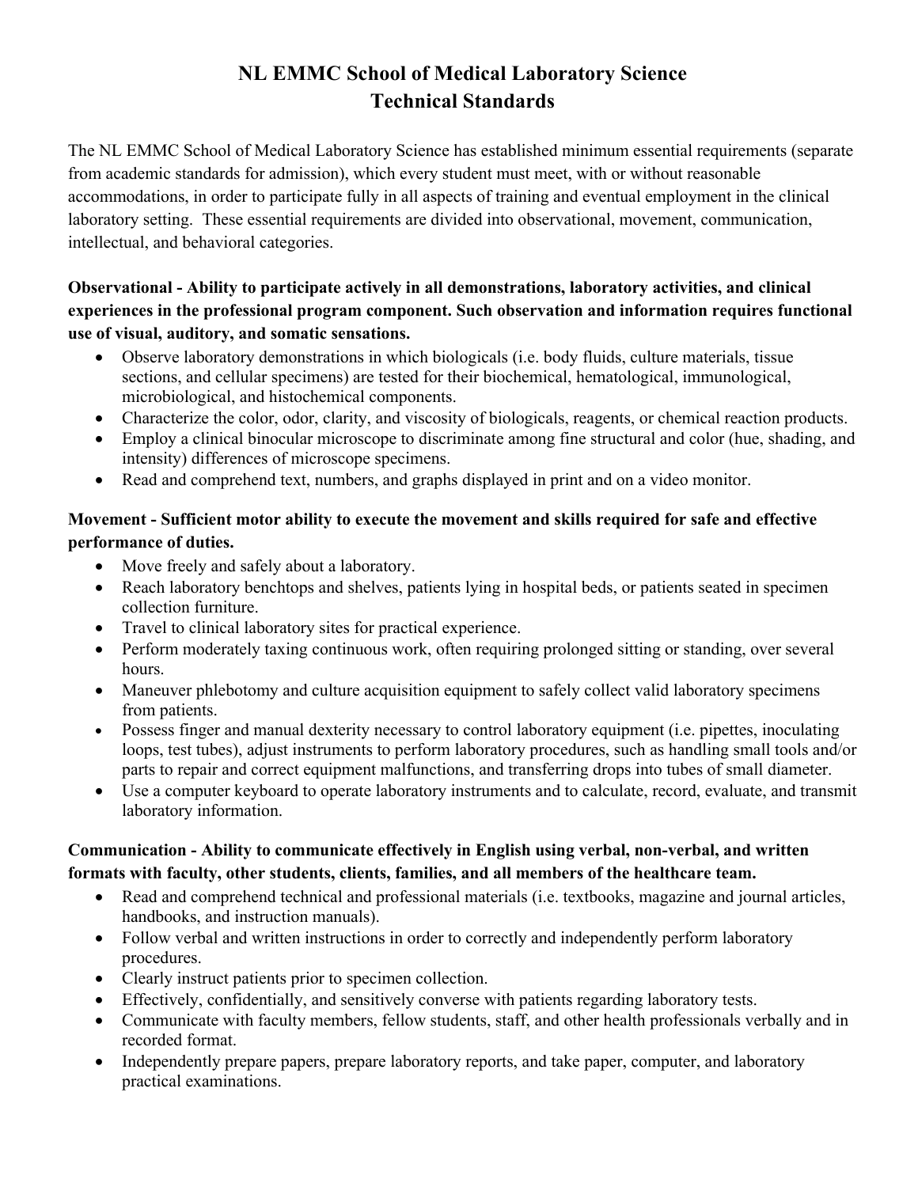# NL EMMC School of Medical Laboratory Science
## Technical Standards

The NL EMMC School of Medical Laboratory Science has established minimum essential requirements (separate from academic standards for admission), which every student must meet, with or without reasonable accommodations, in order to participate fully in all aspects of training and eventual employment in the clinical laboratory setting. These essential requirements are divided into observational, movement, communication, intellectual, and behavioral categories.

**Observational - Ability to participate actively in all demonstrations, laboratory activities, and clinical experiences in the professional program component. Such observation and information requires functional use of visual, auditory, and somatic sensations.**

- Observe laboratory demonstrations in which biologicals (i.e. body fluids, culture materials, tissue sections, and cellular specimens) are tested for their biochemical, hematological, immunological, microbiological, and histochemical components.
- Characterize the color, odor, clarity, and viscosity of biologicals, reagents, or chemical reaction products.
- Employ a clinical binocular microscope to discriminate among fine structural and color (hue, shading, and intensity) differences of microscope specimens.
- Read and comprehend text, numbers, and graphs displayed in print and on a video monitor.

**Movement - Sufficient motor ability to execute the movement and skills required for safe and effective performance of duties.**

- Move freely and safely about a laboratory.
- Reach laboratory benchtops and shelves, patients lying in hospital beds, or patients seated in specimen collection furniture.
- Travel to clinical laboratory sites for practical experience.
- Perform moderately taxing continuous work, often requiring prolonged sitting or standing, over several hours.
- Maneuver phlebotomy and culture acquisition equipment to safely collect valid laboratory specimens from patients.
- Possess finger and manual dexterity necessary to control laboratory equipment (i.e. pipettes, inoculating loops, test tubes), adjust instruments to perform laboratory procedures, such as handling small tools and/or parts to repair and correct equipment malfunctions, and transferring drops into tubes of small diameter.
- Use a computer keyboard to operate laboratory instruments and to calculate, record, evaluate, and transmit laboratory information.

**Communication - Ability to communicate effectively in English using verbal, non-verbal, and written formats with faculty, other students, clients, families, and all members of the healthcare team.**

- Read and comprehend technical and professional materials (i.e. textbooks, magazine and journal articles, handbooks, and instruction manuals).
- Follow verbal and written instructions in order to correctly and independently perform laboratory procedures.
- Clearly instruct patients prior to specimen collection.
- Effectively, confidentially, and sensitively converse with patients regarding laboratory tests.
- Communicate with faculty members, fellow students, staff, and other health professionals verbally and in recorded format.
- Independently prepare papers, prepare laboratory reports, and take paper, computer, and laboratory practical examinations.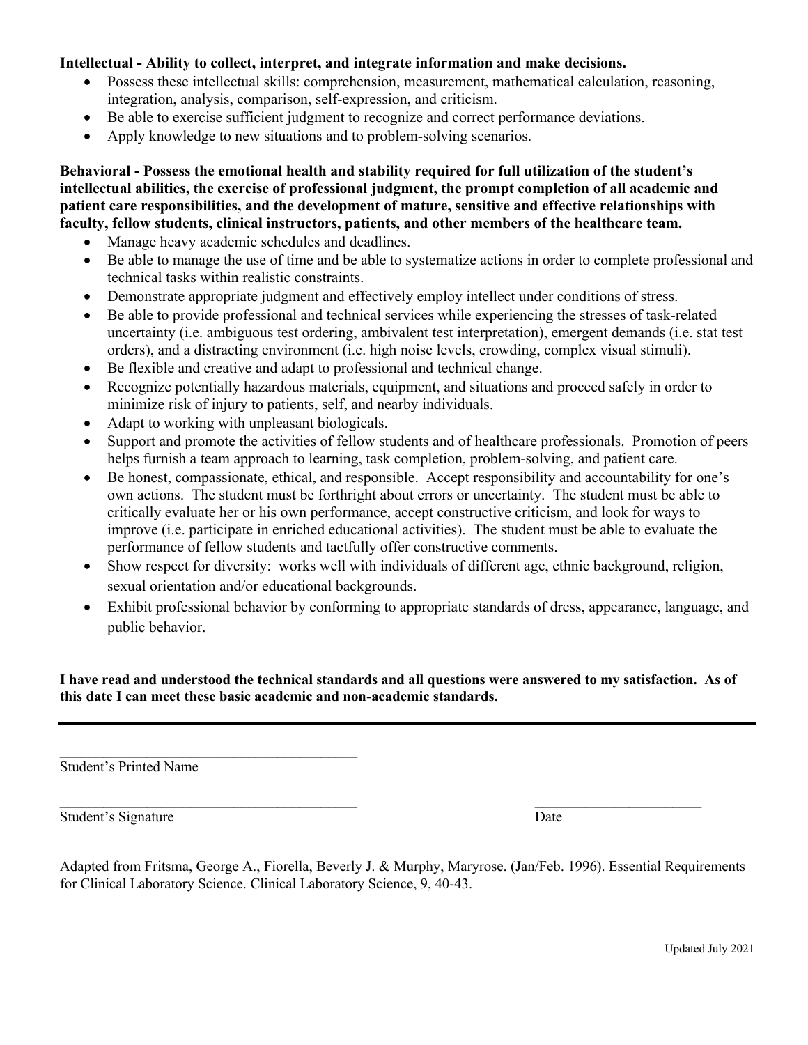**Intellectual - Ability to collect, interpret, and integrate information and make decisions.**

- Possess these intellectual skills: comprehension, measurement, mathematical calculation, reasoning, integration, analysis, comparison, self-expression, and criticism.
- Be able to exercise sufficient judgment to recognize and correct performance deviations.
- Apply knowledge to new situations and to problem-solving scenarios.

**Behavioral - Possess the emotional health and stability required for full utilization of the student's intellectual abilities, the exercise of professional judgment, the prompt completion of all academic and patient care responsibilities, and the development of mature, sensitive and effective relationships with faculty, fellow students, clinical instructors, patients, and other members of the healthcare team.**

- Manage heavy academic schedules and deadlines.
- Be able to manage the use of time and be able to systematize actions in order to complete professional and technical tasks within realistic constraints.
- Demonstrate appropriate judgment and effectively employ intellect under conditions of stress.
- Be able to provide professional and technical services while experiencing the stresses of task-related uncertainty (i.e. ambiguous test ordering, ambivalent test interpretation), emergent demands (i.e. stat test orders), and a distracting environment (i.e. high noise levels, crowding, complex visual stimuli).
- Be flexible and creative and adapt to professional and technical change.
- Recognize potentially hazardous materials, equipment, and situations and proceed safely in order to minimize risk of injury to patients, self, and nearby individuals.
- Adapt to working with unpleasant biologicals.
- Support and promote the activities of fellow students and of healthcare professionals. Promotion of peers helps furnish a team approach to learning, task completion, problem-solving, and patient care.
- Be honest, compassionate, ethical, and responsible. Accept responsibility and accountability for one's own actions. The student must be forthright about errors or uncertainty. The student must be able to critically evaluate her or his own performance, accept constructive criticism, and look for ways to improve (i.e. participate in enriched educational activities). The student must be able to evaluate the performance of fellow students and tactfully offer constructive comments.
- Show respect for diversity: works well with individuals of different age, ethnic background, religion, sexual orientation and/or educational backgrounds.
- Exhibit professional behavior by conforming to appropriate standards of dress, appearance, language, and public behavior.

**I have read and understood the technical standards and all questions were answered to my satisfaction. As of this date I can meet these basic academic and non-academic standards.**

---

\_\_\_\_\_\_\_\_\_\_\_\_\_\_\_\_\_\_\_\_\_\_\_\_\_\_\_\_\_\_\_\_\_\_\_\_\_\_\_\_
Student's Printed Name

\_\_\_\_\_\_\_\_\_\_\_\_\_\_\_\_\_\_\_\_\_\_\_\_\_\_\_\_\_\_\_\_\_\_\_\_\_\_\_\_ \_\_\_\_\_\_\_\_\_\_\_\_\_\_\_\_\_\_\_\_\_\_\_
Student's Signature Date

Adapted from Fritsma, George A., Fiorella, Beverly J. & Murphy, Maryrose. (Jan/Feb. 1996). Essential Requirements for Clinical Laboratory Science. Clinical Laboratory Science, 9, 40-43.

Updated July 2021